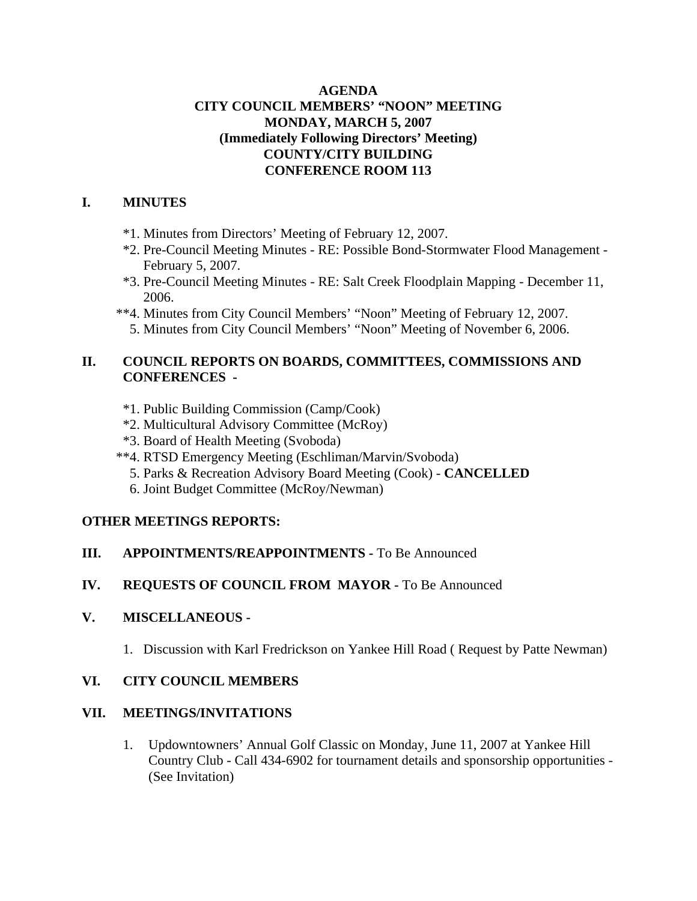**AGENDA**
**CITY COUNCIL MEMBERS' "NOON" MEETING**
**MONDAY, MARCH 5, 2007**
**(Immediately Following Directors' Meeting)**
**COUNTY/CITY BUILDING**
**CONFERENCE ROOM 113**

## I. MINUTES

*1. Minutes from Directors' Meeting of February 12, 2007.
*2. Pre-Council Meeting Minutes - RE: Possible Bond-Stormwater Flood Management - February 5, 2007.
*3. Pre-Council Meeting Minutes - RE: Salt Creek Floodplain Mapping - December 11, 2006.
**4. Minutes from City Council Members' "Noon" Meeting of February 12, 2007.
5. Minutes from City Council Members' "Noon" Meeting of November 6, 2006.

## II. COUNCIL REPORTS ON BOARDS, COMMITTEES, COMMISSIONS AND CONFERENCES -

*1. Public Building Commission (Camp/Cook)
*2. Multicultural Advisory Committee (McRoy)
*3. Board of Health Meeting (Svoboda)
**4. RTSD Emergency Meeting (Eschliman/Marvin/Svoboda)
5. Parks & Recreation Advisory Board Meeting (Cook) - **CANCELLED**
6. Joint Budget Committee (McRoy/Newman)

**OTHER MEETINGS REPORTS:**

## III. APPOINTMENTS/REAPPOINTMENTS - To Be Announced

## IV. REQUESTS OF COUNCIL FROM MAYOR - To Be Announced

## V. MISCELLANEOUS -

1. Discussion with Karl Fredrickson on Yankee Hill Road ( Request by Patte Newman)

## VI. CITY COUNCIL MEMBERS

## VII. MEETINGS/INVITATIONS

1. Updowntowners' Annual Golf Classic on Monday, June 11, 2007 at Yankee Hill Country Club - Call 434-6902 for tournament details and sponsorship opportunities - (See Invitation)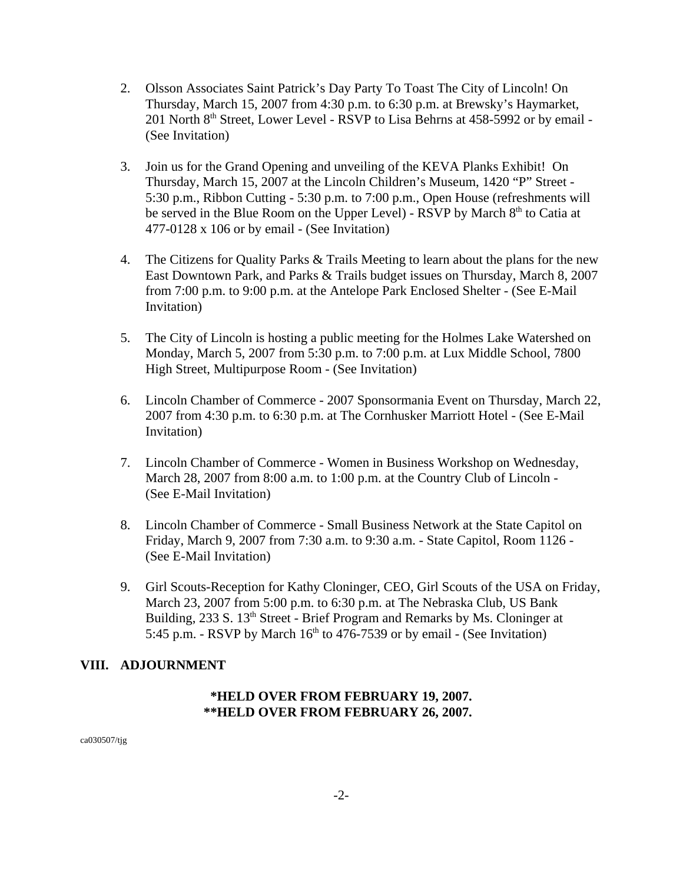2. Olsson Associates Saint Patrick's Day Party To Toast The City of Lincoln! On Thursday, March 15, 2007 from 4:30 p.m. to 6:30 p.m. at Brewsky's Haymarket, 201 North 8th Street, Lower Level - RSVP to Lisa Behrns at 458-5992 or by email - (See Invitation)

3. Join us for the Grand Opening and unveiling of the KEVA Planks Exhibit! On Thursday, March 15, 2007 at the Lincoln Children's Museum, 1420 "P" Street - 5:30 p.m., Ribbon Cutting - 5:30 p.m. to 7:00 p.m., Open House (refreshments will be served in the Blue Room on the Upper Level) - RSVP by March 8th to Catia at 477-0128 x 106 or by email - (See Invitation)

4. The Citizens for Quality Parks & Trails Meeting to learn about the plans for the new East Downtown Park, and Parks & Trails budget issues on Thursday, March 8, 2007 from 7:00 p.m. to 9:00 p.m. at the Antelope Park Enclosed Shelter - (See E-Mail Invitation)

5. The City of Lincoln is hosting a public meeting for the Holmes Lake Watershed on Monday, March 5, 2007 from 5:30 p.m. to 7:00 p.m. at Lux Middle School, 7800 High Street, Multipurpose Room - (See Invitation)

6. Lincoln Chamber of Commerce - 2007 Sponsormania Event on Thursday, March 22, 2007 from 4:30 p.m. to 6:30 p.m. at The Cornhusker Marriott Hotel - (See E-Mail Invitation)

7. Lincoln Chamber of Commerce - Women in Business Workshop on Wednesday, March 28, 2007 from 8:00 a.m. to 1:00 p.m. at the Country Club of Lincoln - (See E-Mail Invitation)

8. Lincoln Chamber of Commerce - Small Business Network at the State Capitol on Friday, March 9, 2007 from 7:30 a.m. to 9:30 a.m. - State Capitol, Room 1126 - (See E-Mail Invitation)

9. Girl Scouts-Reception for Kathy Cloninger, CEO, Girl Scouts of the USA on Friday, March 23, 2007 from 5:00 p.m. to 6:30 p.m. at The Nebraska Club, US Bank Building, 233 S. 13th Street - Brief Program and Remarks by Ms. Cloninger at 5:45 p.m. - RSVP by March 16th to 476-7539 or by email - (See Invitation)

## VIII. ADJOURNMENT

**\*HELD OVER FROM FEBRUARY 19, 2007.**
**\*\*HELD OVER FROM FEBRUARY 26, 2007.**

ca030507/tjg